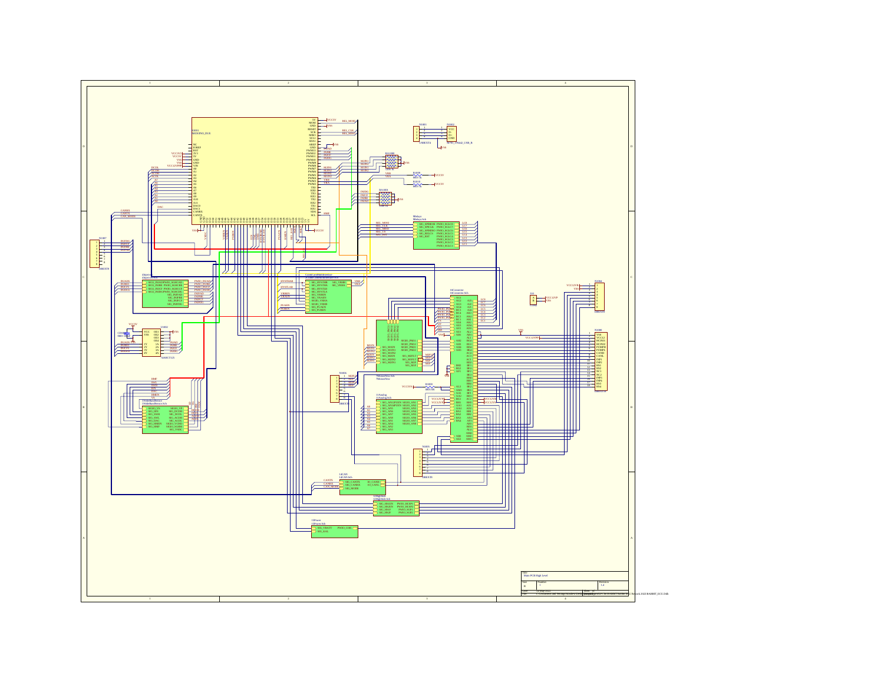| Title | | | |
|---|---|---|---|
| Main PCB High Level | | | |
| Size | Number | | Revision |
| B | | | 1.4 |
| Date: | 30-Sep-2022 | Sheet of | |
| File: | | | |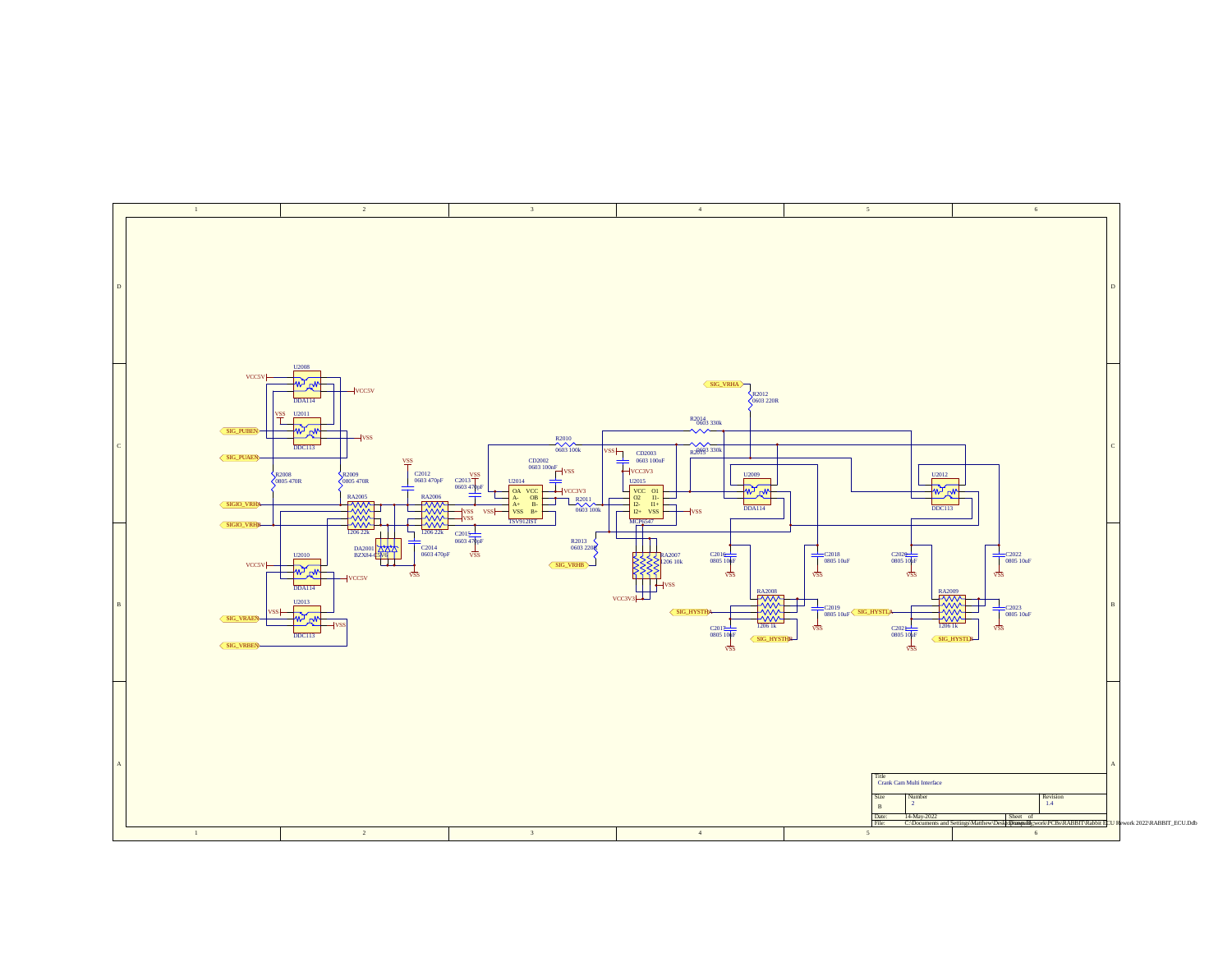Title: Crank Cam Multi Interface

| Size | Number | Revision |
|---|---|---|
| B | 2 | 1.4 |

Date: 14-May-2022 Sheet of
File: C:\Documents and Settings\Matthew\Desktop\Rabbit\work\PCBs\RABBIT\Rabbit ECU Rework 2022\RABBIT_ECU.Ddb

U2008 DDA114
VCC5V
U2011 DDC113
VSS
SIG_PUBEN
SIG_PUAEN
R2008 0805 470R
R2009 0805 470R
SIGIO_VRHA
SIGIO_VRHB
RA2005 1206 22k
DA2001 BZX84-C5V6
U2010 DDA114
U2013 DDC113
SIG_VRAEN
SIG_VRBEN
C2012 0603 470pF
RA2006 1206 22k
C2014 0603 470pF
C2013 0603 470pF
C2015 0603 470pF
U2014 TSV912IST
OA VCC A- OB A+ B- VSS B+
VCC3V3
CD2002 0603 100nF
R2010 0603 100k
R2011 0603 100k
R2013 0603 220R
SIG_VRHB
U2015 MCP6547
VCC O1 O2 I1- I2- I1+ I2+ VSS
CD2003 0603 100nF
RA2007 1206 10k
SIG_VRHA
R2012 0603 220R
R2014 0603 330k
R2015 0603 330k
U2009 DDA114
U2012 DDC113
C2016 0805 10uF
C2017 0805 10uF
C2018 0805 10uF
C2019 0805 10uF
RA2008 1206 1k
SIG_HYSTHA
SIG_HYSTHB
C2020 0805 10uF
C2021 0805 10uF
C2022 0805 10uF
C2023 0805 10uF
RA2009 1206 1k
SIG_HYSTLA
SIG_HYSTLB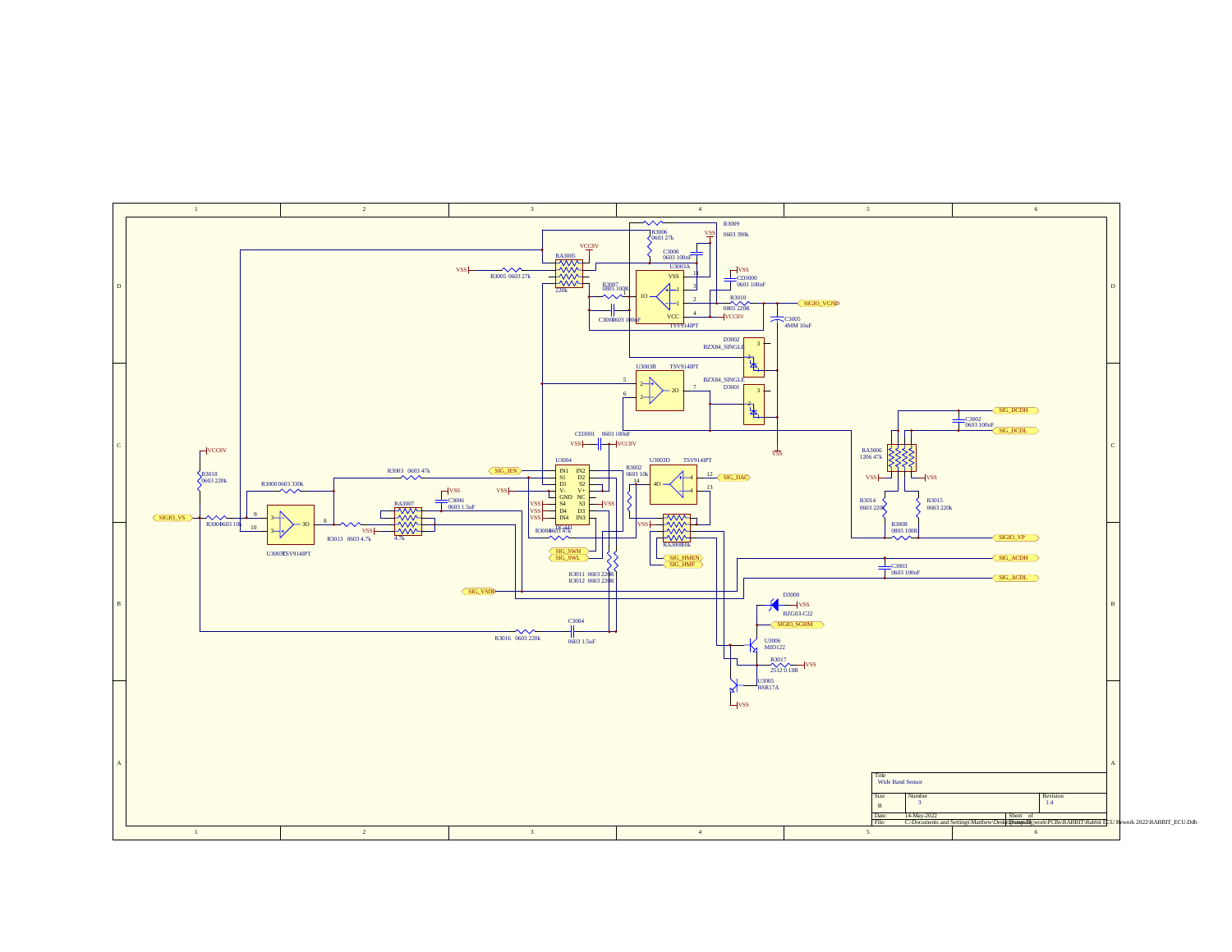# Wide Band Sensor

| Title | Wide Band Sensor | |
|---|---|---|
| Size | Number | Revision |
| B | 3 | 1.4 |
| Date: | 14-May-2022 | Sheet of |
| File: | C:\Documents and Settings\Matthew\Desktop\Rabbit work\PCBs\RABBIT\Rabbit ECU Rework 2022\RABBIT_ECU.Ddb | |

Components and labels:

- R3009 0603 390k
- R3006 0603 27k
- C3000 0603 100nF
- VSS
- VCC8V
- RA3005 220k
- R3005 0603 27k
- U3003A TSV914IPT
- R3007 0805 100R
- C3001 0603 100nF
- CD3000 0603 100nF
- R3010 0805 220R
- SIGIO_VGND
- C3005 4MM 10uF
- D3002 BZX84_SINGLE
- D3001 BZX84_SINGLE
- U3003B TSV914IPT
- SIG_DCDH
- SIG_DCDL
- C3002 0603 100nF
- RA3006 1206 47k
- CD3001 0603 100nF
- U3004 DG441
- R3002 0603 10k
- U3003D TSV914IPT
- SIG_DAC
- SIG_IEN
- R3003 0603 47k
- R3000 0603 330k
- R3018 0603 220k
- C3006 0603 1.5uF
- RA3007 4.7k
- SIGIO_VS
- R3001 0603 10k
- U3003C TSV914IPT
- R3013 0603 4.7k
- R3004 0603 47k
- RA3008 10k
- R3014 0603 220k
- R3015 0603 220k
- R3008 0805 100R
- SIGIO_VP
- SIG_SWH
- SIG_SWL
- SIG_HMEN
- SIG_HMF
- SIG_ACDH
- SIG_ACDL
- C3003 0603 100nF
- R3011 0603 220R
- R3012 0603 220R
- SIG_VSDC
- D3000 BZG03-C22
- SIGIO_SGHM
- U3006 MJD122
- R3017 2512 0.18R
- U3005 BSR17A
- R3016 0603 220k
- C3004 0603 1.5uF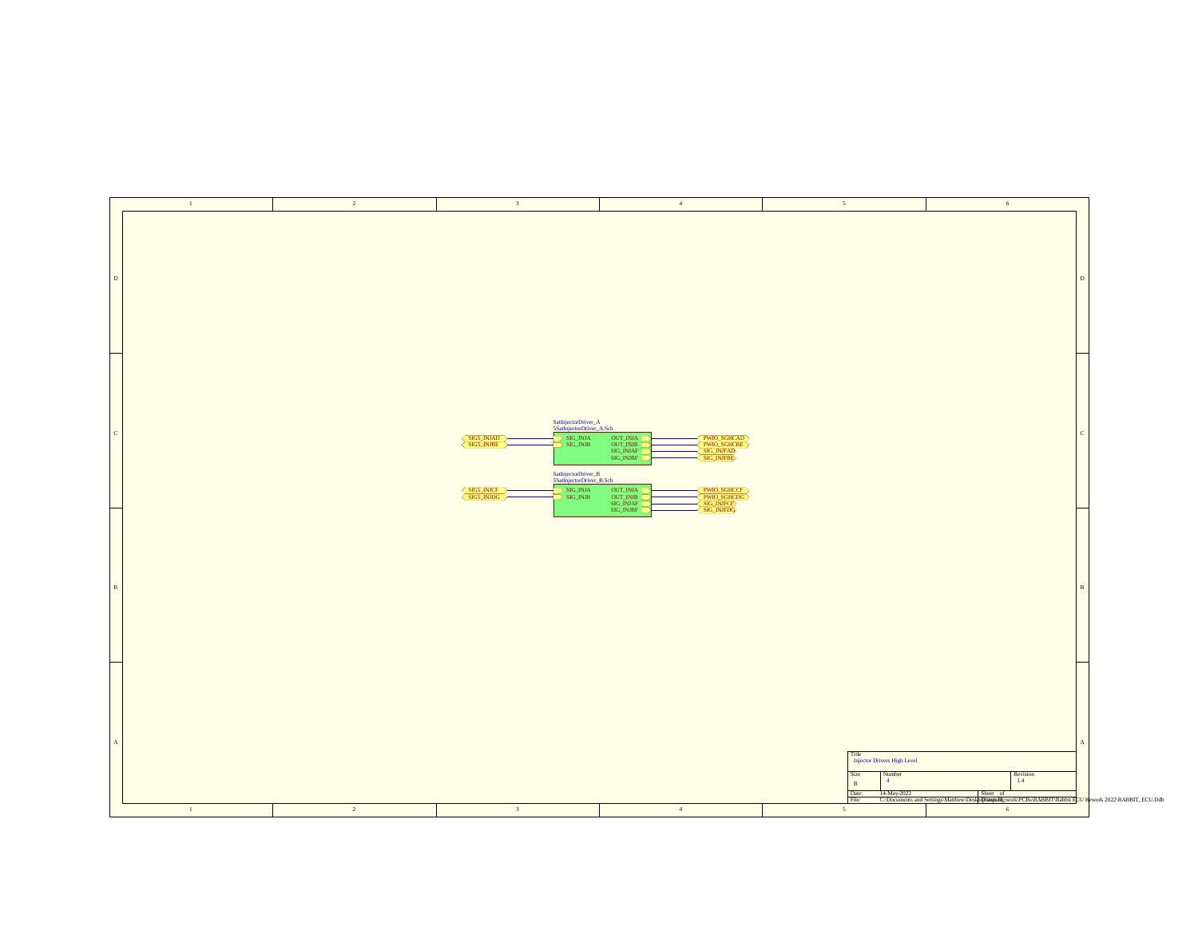SatInjectorDriver_A
5SatInjectorDriver_A.Sch

| Input | Pin | Pin | Output |
| --- | --- | --- | --- |
| SIG5_INJAD | SIG_INJA | OUT_INJA | PWIO_SGHCAD |
| SIG5_INJBE | SIG_INJB | OUT_INJB | PWIO_SGHCBE |
| | | SIG_INJAF | SIG_INJFAD |
| | | SIG_INJBF | SIG_INJFBE |

SatInjectorDriver_B
5SatInjectorDriver_B.Sch

| Input | Pin | Pin | Output |
| --- | --- | --- | --- |
| SIG5_INJCF | SIG_INJA | OUT_INJA | PWIO_SGHCCF |
| SIG5_INJDG | SIG_INJB | OUT_INJB | PWIO_SGHCDG |
| | | SIG_INJAF | SIG_INJFCF |
| | | SIG_INJBF | SIG_INJFDG |

| Title | | |
| --- | --- | --- |
| Injector Drivers High Level | | |
| Size: B | Number: 4 | Revision: 1.4 |
| Date: 14-May-2022 | Sheet of | |
| File: C:\Documents and Settings\Matthew\Desktop\Projects\work\PCBs\RABBIT\Rabbit ECU Rework 2022\RABBIT_ECU.Ddb | | |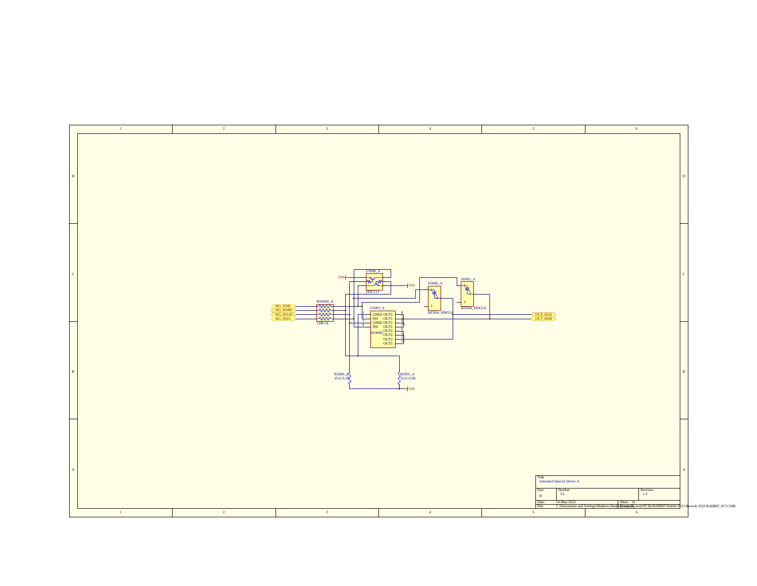U5000_A

VSS

DDC113

VSS

D5000_A

D5001_A

BZX84_SINGLE

BZX84_SINGLE

RN5000_A

SIG_INJB
SIG_INJBF
SIG_INJAF
SIG_INJA

1206 1k

U5001_A

GND1 OUT1
IN1 OUT1
GND2 OUT1
IN2 OUT1
AO4840 OUT2
OUT2
OUT2
OUT2

OUT_INJA
OUT_INJB

R5000_A
2512 0.2R

R5001_A
2512 0.2R

VSS

| Title | | |
|---|---|---|
| Saturated Injector Driver A | | |
| Size | Number | Revision |
| B | 5A | 1.4 |
| Date: | 14-May-2022 | Sheet of |
| File: | C:\Documents and Settings\Matthew\Desktop\Drawing\work\PCBs\RABBIT\Rabbit ECU Rework 2022\RABBIT_ECU.Ddb | |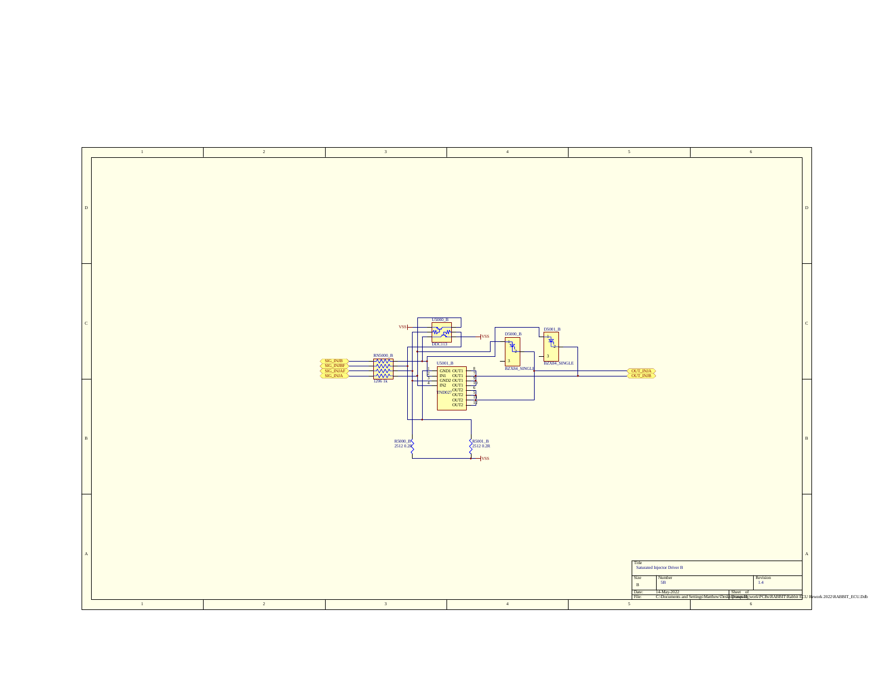U5000_B

VSS

DDC113

VSS

D5000_B

D5001_B

BZX84_SINGLE

BZX84_SINGLE

RN5000_B

SIG_INJB
SIG_INJBF
SIG_INJAF
SIG_INJA

1206 1k

U5001_B

| Pin | Name | Name | Pin |
|---|---|---|---|
| 1 | GND1 | OUT1 | 8 |
| 2 | IN1 | OUT1 | 7 |
| 3 | GND2 | OUT1 | 9 |
| 4 | IN2 | OUT1 | 10 |
| | | OUT1 | 6 |
| | TND027 | OUT2 | 5 |
| | | OUT2 | 11 |
| | | OUT2 | 12 |
| | | OUT2 | |

OUT_INJA
OUT_INJB

R5000_B
2512 0.2R

R5001_B
2512 0.2R

VSS

| | | | |
|---|---|---|---|
| Title | Saturated Injector Driver B | | |
| Size | B | Number 5B | Revision 1.4 |
| Date: | 14-May-2022 | Sheet of | |
| File: | C:\Documents and Settings\Matthew\Desktop\Drawing\work\PCBs\RABBIT\Rabbit ECU Rework 2022\RABBIT_ECU.Ddb | | |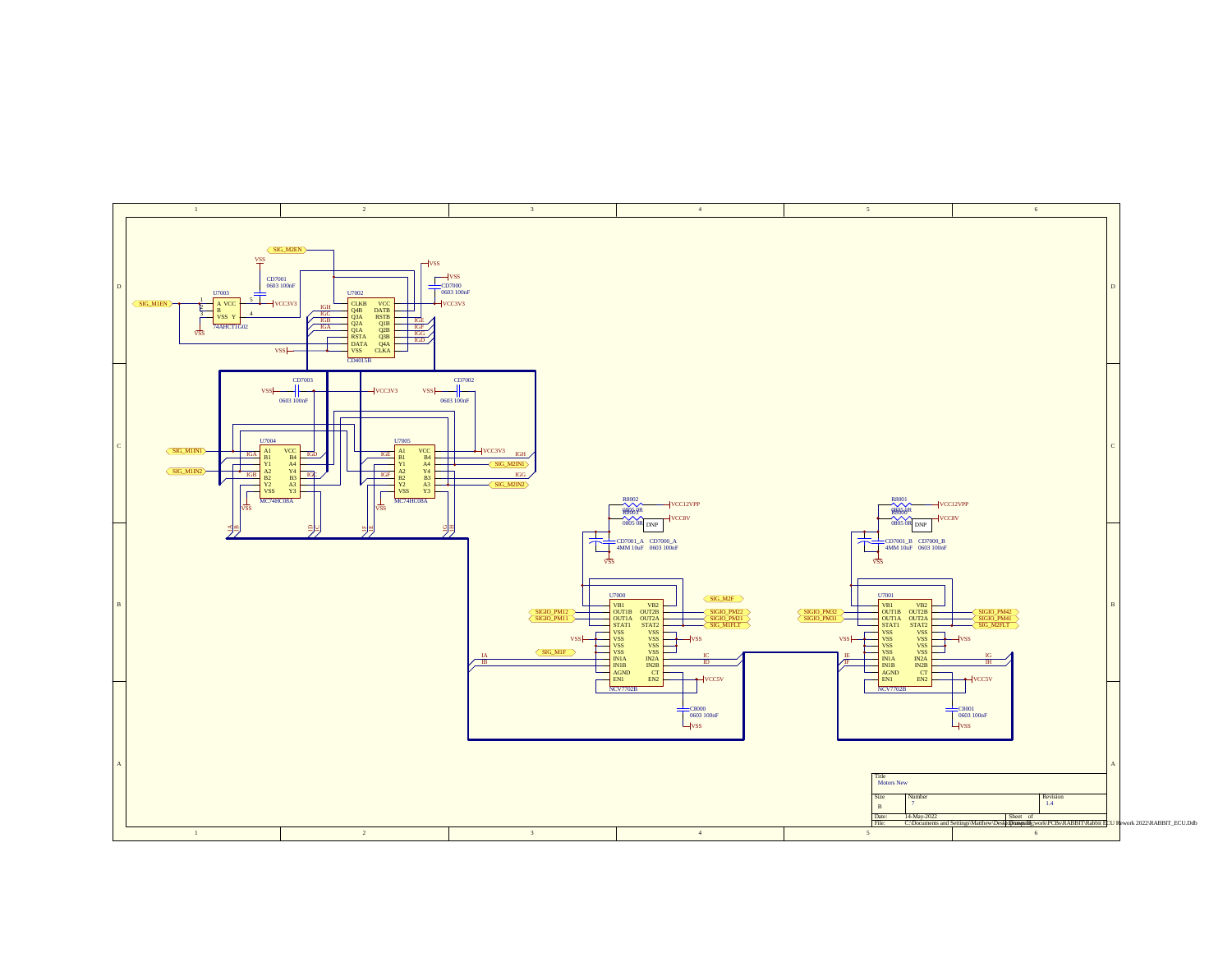| Title | | |
|---|---|---|
| Motors New | | |
| Size | Number | Revision |
| B | 7 | 1.4 |
| Date: 14-May-2022 | Sheet of | |
| File: C:\Documents and Settings\Matthew\Desktop\Uni\Rabbit\work\PCBs\RABBIT\Rabbit ECU Rework 2022\RABBIT_ECU.Ddb | | |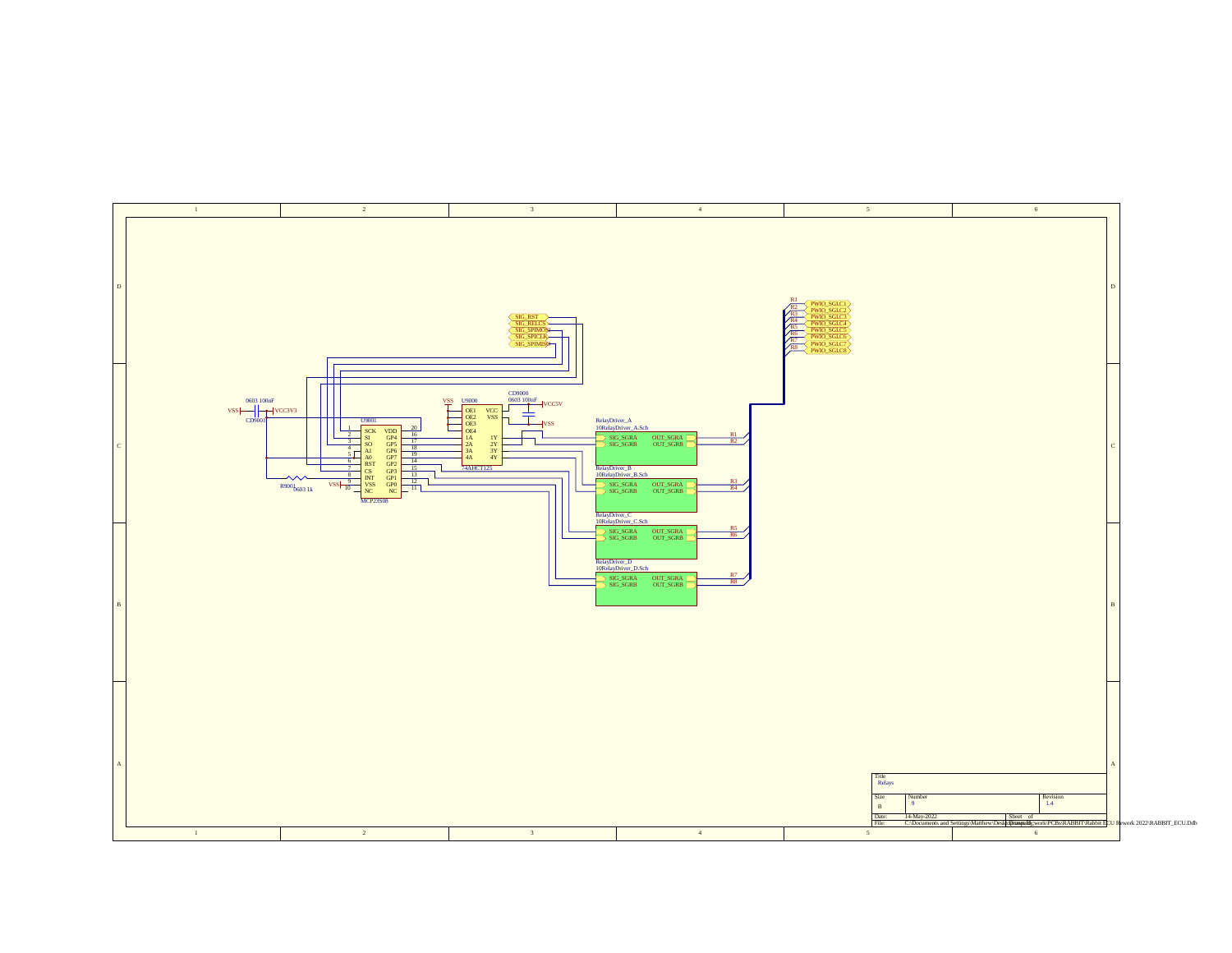# Relays

| Title | | |
|---|---|---|
| Relays | | |
| Size | Number | Revision |
| B | 9 | 1.4 |
| Date: | 14-May-2022 | Sheet of |
| File: | C:\Documents and Settings\Matthew\Desktop\Work\work\PCBs\RABBIT\Rabbit ECU Rework 2022\RABBIT_ECU.Ddb | |

U9001 MCP23S08: SCK, SI, SO, A1, A0, RST, CS, INT, VSS, NC, VDD, GP4, GP5, GP6, GP7, GP2, GP3, GP1, GP0, NC

U9000 74AHCT125: OE1, OE2, OE3, OE4, 1A, 2A, 3A, 4A, VCC, VSS, 1Y, 2Y, 3Y, 4Y

CD9000 0603 100nF, CD9001 0603 100nF, R9001 0603 1k

VSS, VCC3V3, VCC5V

SIG_RST, SIG_RELCS, SIG_SPIMOSI, SIG_SPICLK, SIG_SPIMISO

RelayDriver_A 10RelayDriver_A.Sch: SIG_SGRA, SIG_SGRB, OUT_SGRA, OUT_SGRB (R1, R2)

RelayDriver_B 10RelayDriver_B.Sch: SIG_SGRA, SIG_SGRB, OUT_SGRA, OUT_SGRB (R3, R4)

RelayDriver_C 10RelayDriver_C.Sch: SIG_SGRA, SIG_SGRB, OUT_SGRA, OUT_SGRB (R5, R6)

RelayDriver_D 10RelayDriver_D.Sch: SIG_SGRA, SIG_SGRB, OUT_SGRA, OUT_SGRB (R7, R8)

R1 PWIO_SGLC1, R2 PWIO_SGLC2, R3 PWIO_SGLC3, R4 PWIO_SGLC4, R5 PWIO_SGLC5, R6 PWIO_SGLC6, R7 PWIO_SGLC7, R8 PWIO_SGLC8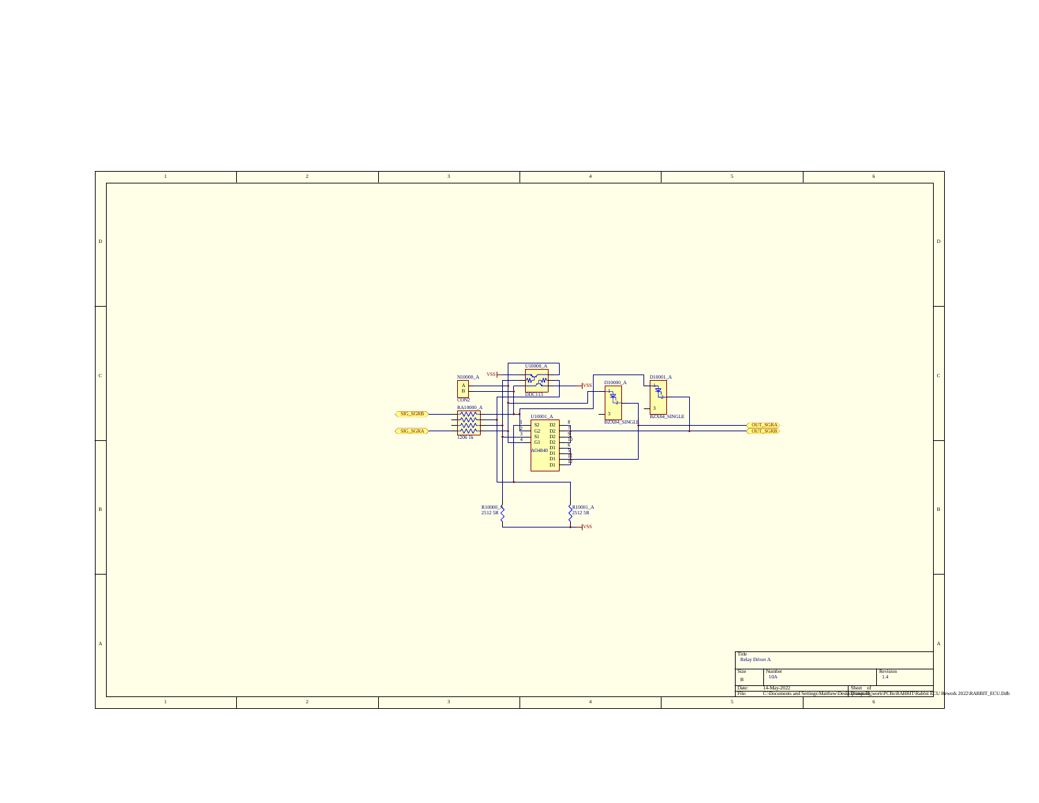| Title | | |
|---|---|---|
| Relay Driver A | | |
| Size | Number | Revision |
| B | 10A | 1.4 |
| Date: | 14-May-2022 | Sheet of |
| File: | C:\Documents and Settings\Matthew\Desktop\Drawings\work\PCBs\RABBIT\Rabbit ECU Rework 2022\RABBIT_ECU.Ddb | |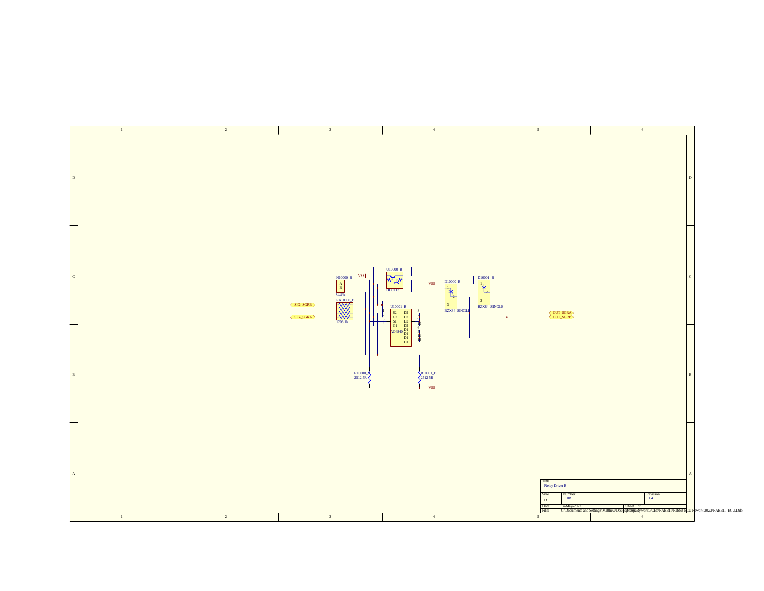| Title | | |
|---|---|---|
| Relay Driver B | | |
| Size | Number | Revision |
| B | 10B | 1.4 |
| Date: | 14-May-2022 | Sheet of |
| File: | C:\Documents and Settings\Matthew\Desktop\Rabbit_work\PCBs\RABBIT\Rabbit ECU Rework 2022\RABBIT_ECU.Ddb | Drawn By: |

U10000_B DDC113

N10000_B CON2 A B

VSS

RA10000_B 1206 1k

SIG_SGRB

SIG_SGRA

U10001_B AO4840 S2 G2 S1 G1 D2 D2 D2 D2 D1 D1 D1 D1

D10000_B BZX84_SINGLE

D10001_B BZX84_SINGLE

OUT_SGRA

OUT_SGRB

R10000_B 2512 5R

R10001_B 2512 5R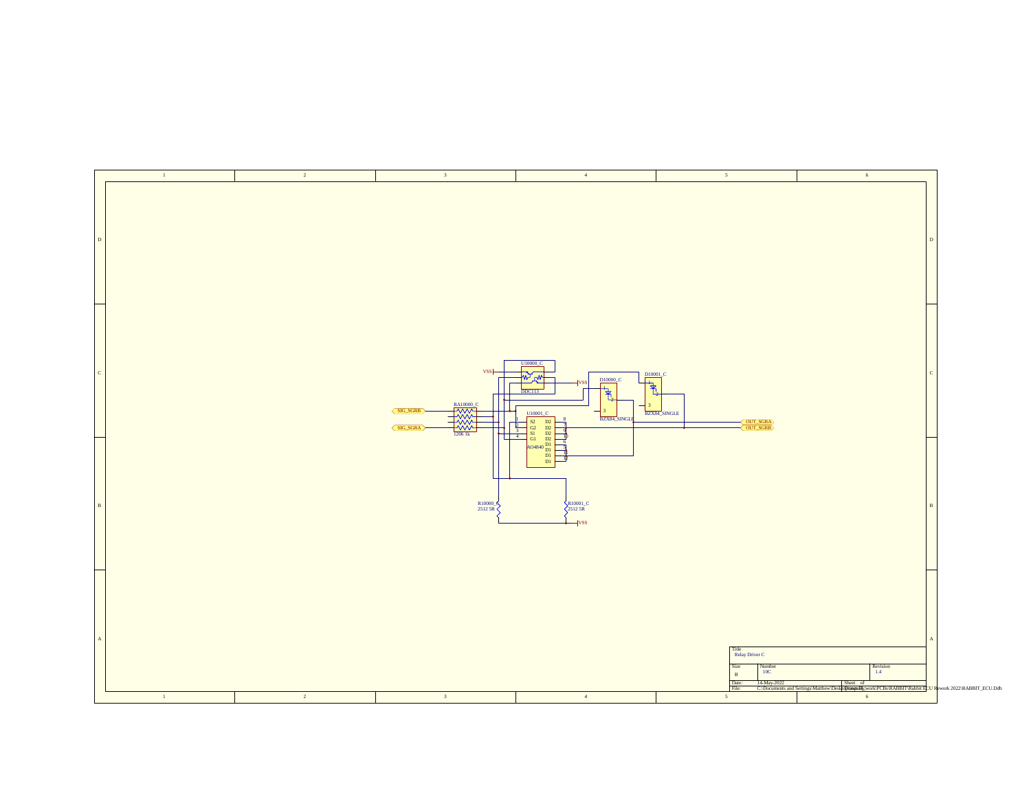U10000_C

VSS

DDC113

VSS

D10000_C

D10001_C

RA10000_C

SIG_SGRB

SIG_SGRA

1206 1k

U10001_C

| | | | |
|---|---|---|---|
| 1 | S2 | D2 | 8 |
| 2 | G2 | D2 | 7 |
| 3 | S1 | D2 | 9 |
| 4 | G1 | D2 | 10 |
| | | D1 | 6 |
| | | D1 | 5 |
| | | D1 | 11 |
| | | D1 | 12 |

AO4840

BZX84_SINGLE

BZX84_SINGLE

OUT_SGRA

OUT_SGRB

R10000_C
2512 5R

R10001_C
2512 5R

VSS

| Title | | |
|---|---|---|
| Relay Driver C | | |
| Size | Number | Revision |
| B | 10C | 1.4 |
| Date: | 14-May-2022 | Sheet of |
| File: | C:\Documents and Settings\Matthew\Desktop\Drawings\work\PCBs\RABBIT\Rabbit ECU Rework 2022\RABBIT_ECU.Ddb | |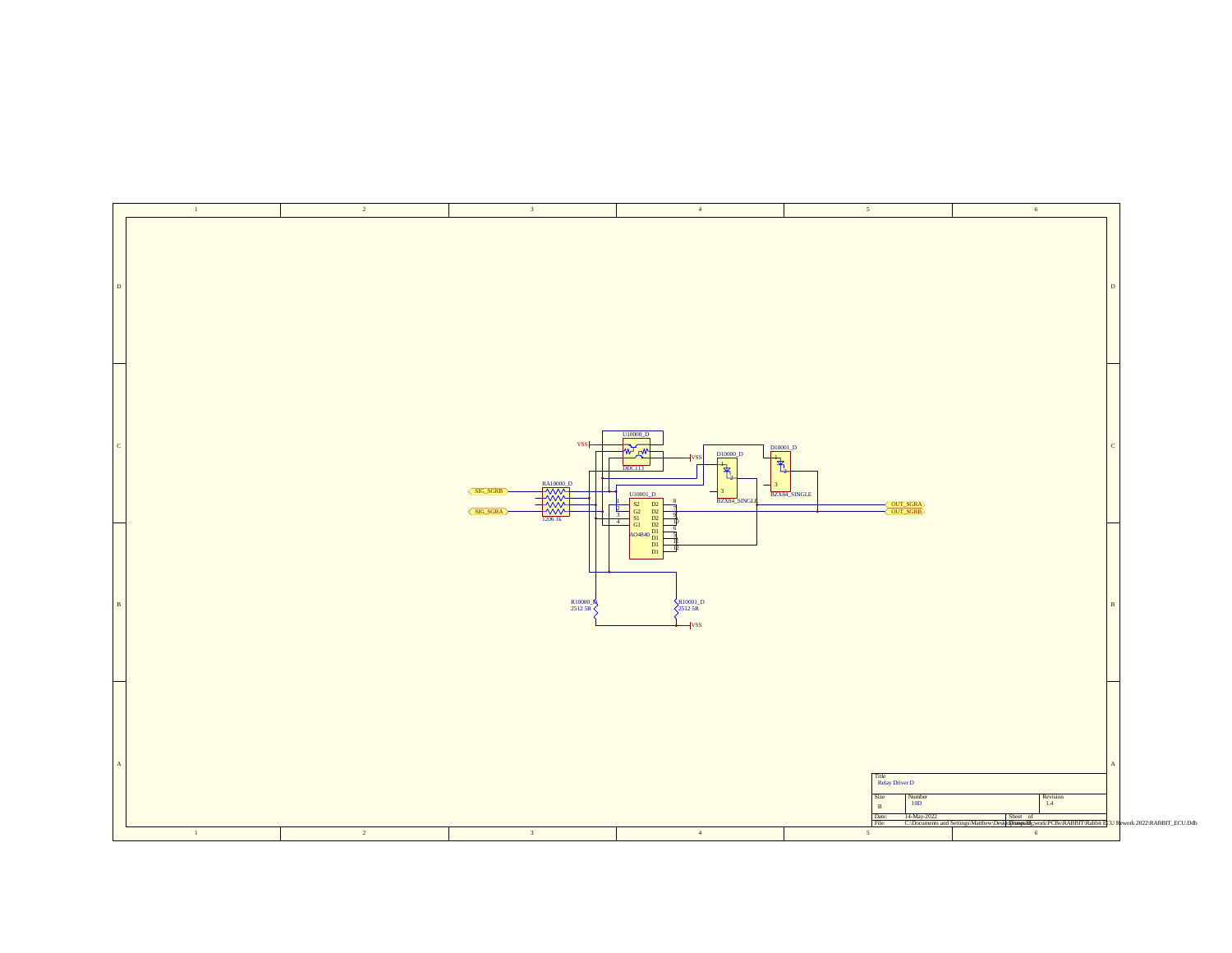U10000_D

VSS

DDC113

VSS

D10000_D

D10001_D

RA10000_D

SIG_SGRB

SIG_SGRA

1206 1k

U10001_D

S2 D2
G2 D2
S1 D2
G1 D2
AO4840 D1
D1
D1
D1

BZX84_SINGLE

BZX84_SINGLE

OUT_SGRA

OUT_SGRB

R10000_D
2512 5R

R10001_D
2512 5R

VSS

| | | | |
|---|---|---|---|
| Title | Relay Driver D | | |
| Size | B | Number | 10D | Revision | 1.4 |
| Date: | 14-May-2022 | Sheet of | |
| File: | C:\Documents and Settings\Matthew\Desktop\Rabbit\work\PCBs\RABBIT\Rabbit ECU Rework 2022\RABBIT_ECU.Ddb | Drawn By: | |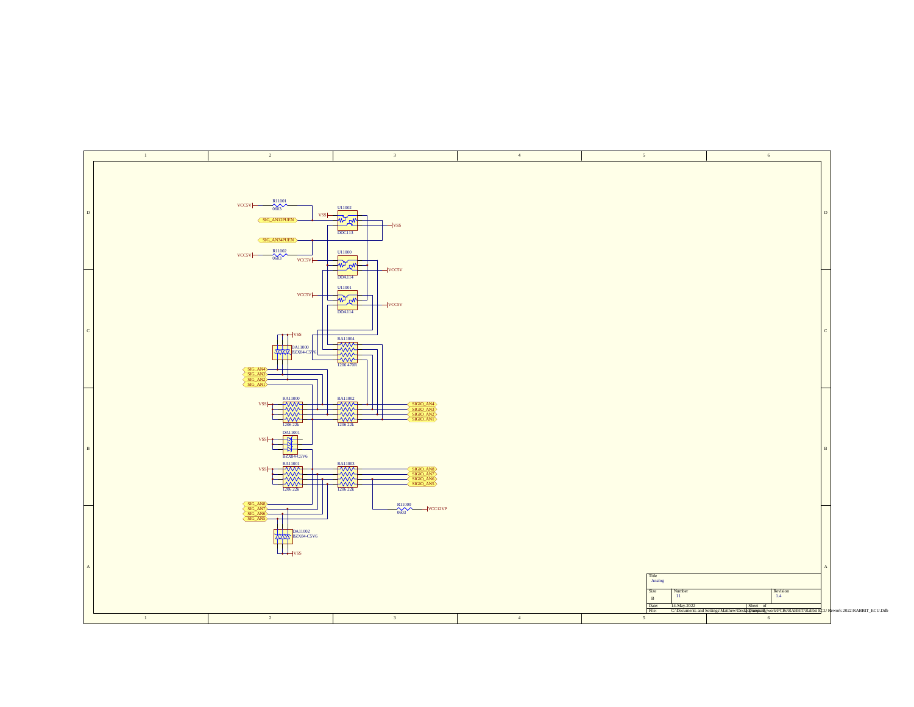VCC5V R11001 0603

SIG_AN12PUEN

VSS U11002 DDC113 VSS

SIG_AN34PUEN

VCC5V R11002 0603

VCC5V U11000 DDA114 VCC5V

VCC5V U11001 DDA114 VCC5V

VSS DA11000 BZX84-C5V6

RA11004 1206 470K

SIG_AN4
SIG_AN3
SIG_AN2
SIG_AN1

VSS RA11000 1206 22k

RA11002 1206 22k

SIGIO_AN4
SIGIO_AN3
SIGIO_AN2
SIGIO_AN1

VSS DA11001 BZX84-C5V6

VSS RA11001 1206 22k

RA11003 1206 22k

SIGIO_AN8
SIGIO_AN7
SIGIO_AN6
SIGIO_AN5

R11000 0603 VCC12VP

SIG_AN8
SIG_AN7
SIG_AN6
SIG_AN5

DA11002 BZX84-C5V6 VSS

| Title | | |
|---|---|---|
| Analog | | |
| Size | Number | Revision |
| B | 11 | 1.4 |
| Date: 14-May-2022 | Sheet of | |
| File: C:\Documents and Settings\Matthew\Desktop\Drawing\work\PCBs\RABBIT\Rabbit ECU Rework 2022\RABBIT_ECU.Ddb | | |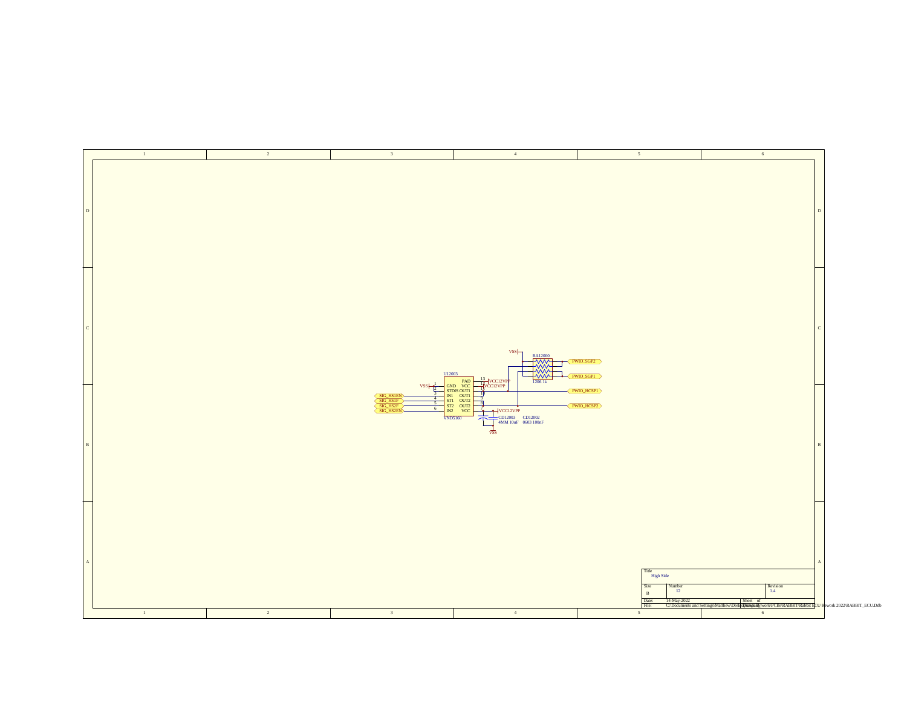U12003

VNDS160

| Pin | Name | Name | Pin |
| --- | --- | --- | --- |
| | | PAD | 13 |
| 1 | GND | VCC | 12 |
| 2 | STDIS | OUT1 | 11 |
| 3 | IN1 | OUT1 | 10 |
| 4 | ST1 | OUT2 | 9 |
| 5 | ST2 | OUT2 | 8 |
| 6 | IN2 | VCC | 7 |

VSS

VCC12VPP

VCC12VPP

VCC12VPP

SIG_HS1EN

SIG_HS1F

SIG_HS2F

SIG_HS2EN

RA12000

1206 1k

PWIO_SGP2

PWIO_SGP1

PWIO_HCSP1

PWIO_HCSP2

CD12003
4MM 10uF

CD12002
0603 100nF

VSS

VSS

| | |
| --- | --- |
| Title | High Side |
| Size | B |
| Number | 12 |
| Revision | 1.4 |
| Date: | 14-May-2022 |
| Sheet of | |
| File: | C:\Documents and Settings\Matthew\Desktop\Drawing\work\PCBs\RABBIT\Rabbit ECU Rework 2022\RABBIT_ECU.Ddb |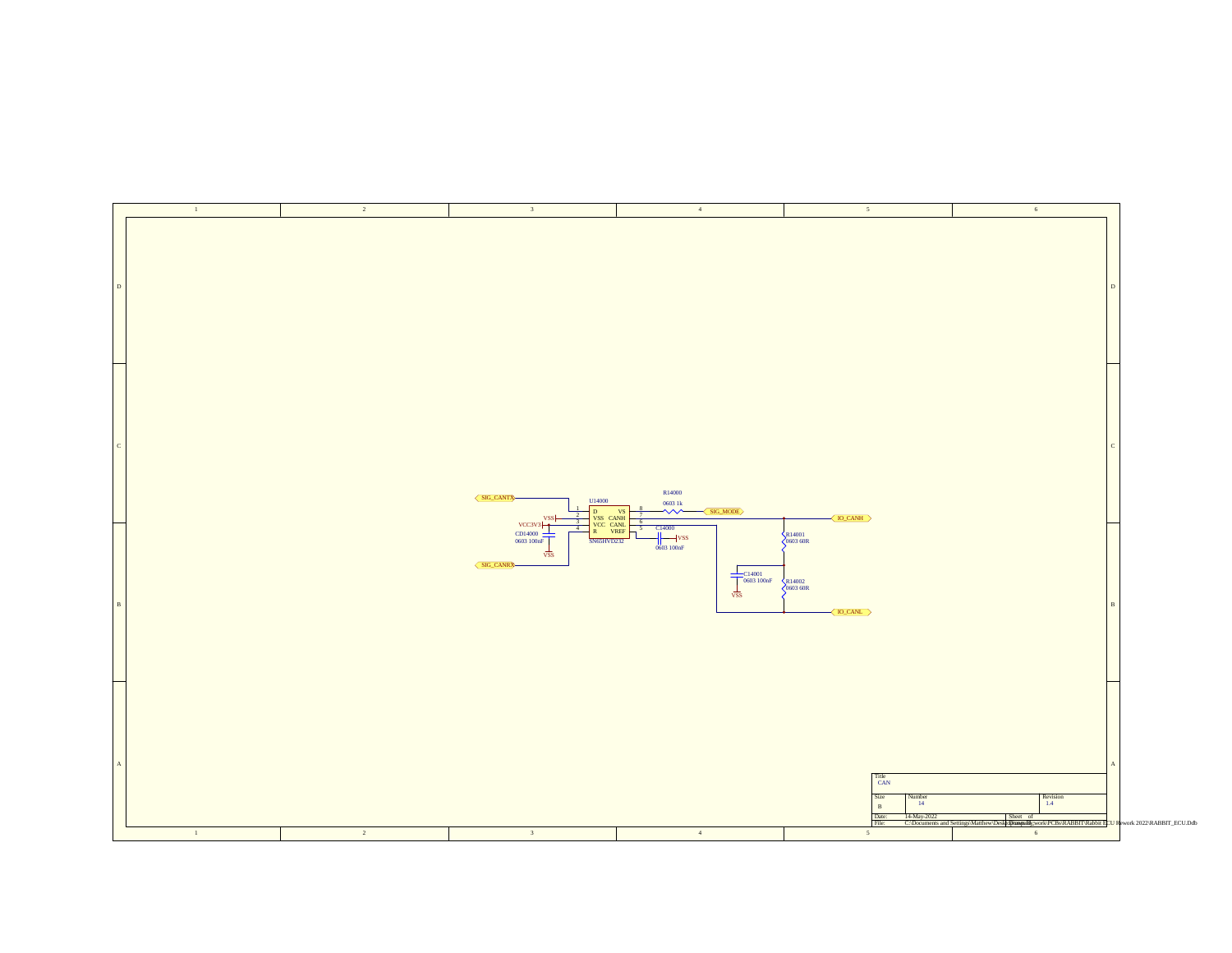SIG_CANTX

U14000

| Pin | Name | Name | Pin |
|---|---|---|---|
| 1 | D | VS | 8 |
| 2 | VSS | CANH | 7 |
| 3 | VCC | CANL | 6 |
| 4 | R | VREF | 5 |

SN65HVD232

VSS

VCC3V3

CD14000
0603 100nF

VSS

SIG_CANRX

R14000
0603 1k

SIG_MODE

C14000
0603 100nF

VSS

IO_CANH

R14001
0603 60R

C14001
0603 100nF

VSS

R14002
0603 60R

IO_CANL

| Title | | |
|---|---|---|
| CAN | | |
| Size | Number | Revision |
| B | 14 | 1.4 |
| Date: | 14-May-2022 | Sheet of |
| File: | C:\Documents and Settings\Matthew\Desktop\Projects\work\PCBs\RABBIT\Rabbit ECU Rework 2022\RABBIT_ECU.Ddb | |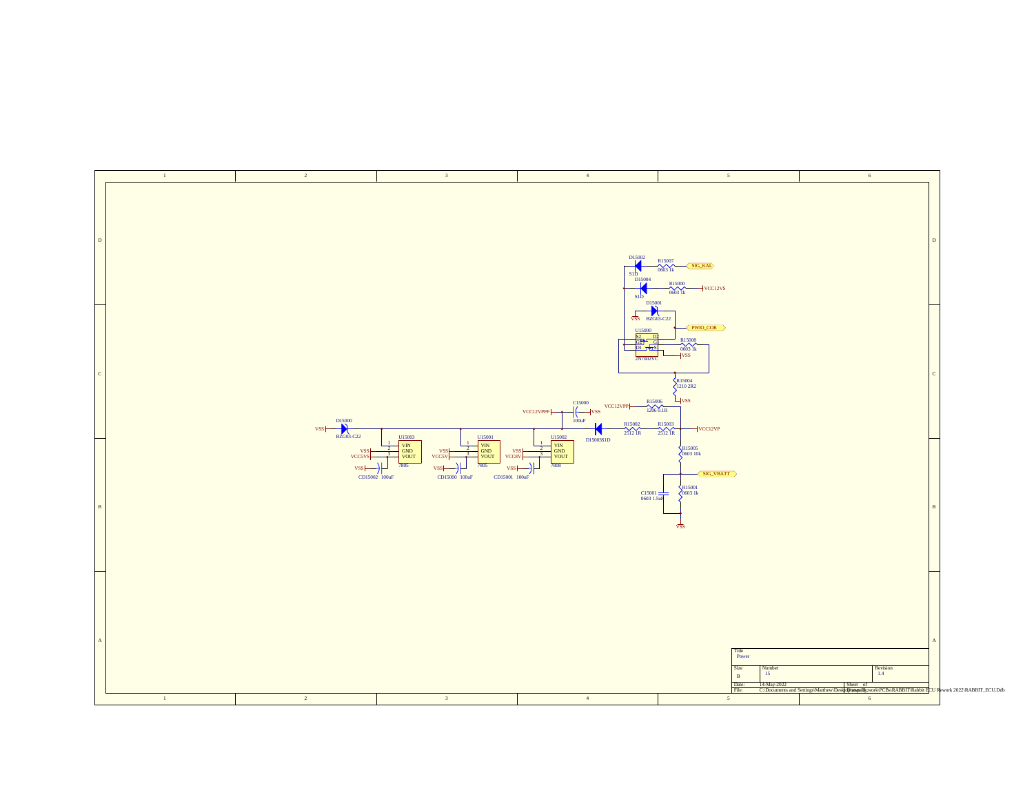D15002 S1D R15007 0603 1k SIG_KAL

D15004 S1D R15000 0603 1k VCC12VS

D15001 VSS BZG03-C22

PWIO_COR

U15000 S2 D2 G2 G1 D1 S1 2N7002VC

R15008 0603 1k VSS

R15004 1210 2R2

VSS

C15000 VCC12VPPP VSS 100uF

VCC12VPP R15006 1206 0.1R

D15000 VSS BZG03-C22

D15003 S1D

R15002 2512 1R

R15003 2512 1R VCC12VP

U15003 VIN GND VOUT 7805 VSS VCC5VS VSS CD15002 100uF

U15001 VIN GND VOUT 7805 VSS VCC5V VSS CD15000 100uF

U15002 VIN GND VOUT 7808 VSS VCC8V VSS CD15001 100uF

R15005 0603 10k

SIG_VBATT

C15001 0603 1.5uF

R15001 0603 1k

VSS

| Title | | |
|---|---|---|
| Power | | |
| Size | Number | Revision |
| B | 15 | 1.4 |
| Date: | 14-May-2022 | Sheet of |
| File: | C:\Documents and Settings\Matthew\Desktop\Rabbit\work\PCBs\RABBIT\Rabbit ECU Rework 2022\RABBIT_ECU.Ddb | Drawn By: |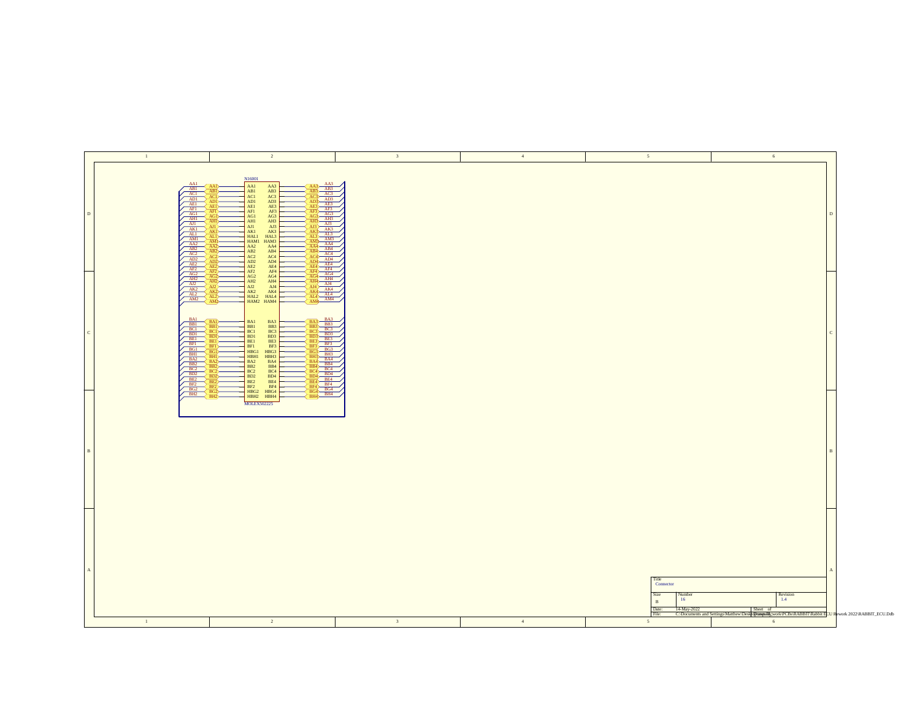N16001

| | | | |
|---|---|---|---|
| AA1 | AA3 | | |
| AB1 | AB3 | | |
| AC1 | AC3 | | |
| AD1 | AD3 | | |
| AE1 | AE3 | | |
| AF1 | AF3 | | |
| AG1 | AG3 | | |
| AH1 | AH3 | | |
| AJ1 | AJ3 | | |
| AK1 | AK3 | | |
| HAL1 | HAL3 | | |
| HAM1 | HAM3 | | |
| AA2 | AA4 | | |
| AB2 | AB4 | | |
| AC2 | AC4 | | |
| AD2 | AD4 | | |
| AE2 | AE4 | | |
| AF2 | AF4 | | |
| AG2 | AG4 | | |
| AH2 | AH4 | | |
| AJ2 | AJ4 | | |
| AK2 | AK4 | | |
| HAL2 | HAL4 | | |
| HAM2 | HAM4 | | |
| BA1 | BA3 | | |
| BB1 | BB3 | | |
| BC1 | BC3 | | |
| BD1 | BD3 | | |
| BE1 | BE3 | | |
| BF1 | BF3 | | |
| HBG1 | HBG3 | | |
| HBH1 | HBH3 | | |
| BA2 | BA4 | | |
| BB2 | BB4 | | |
| BC2 | BC4 | | |
| BD2 | BD4 | | |
| BE2 | BE4 | | |
| BF2 | BF4 | | |
| HBG2 | HBG4 | | |
| HBH2 | HBH4 | | |

MOLEX502225

Title: Connector

Size: B
Number: 16
Revision: 1.4

Date: 14-May-2022
Sheet of
File: C:\Documents and Settings\Matthew\Desktop\Drawing\Work\PCBs\RABBIT\Rabbit ECU Rework 2022\RABBIT_ECU.Ddb